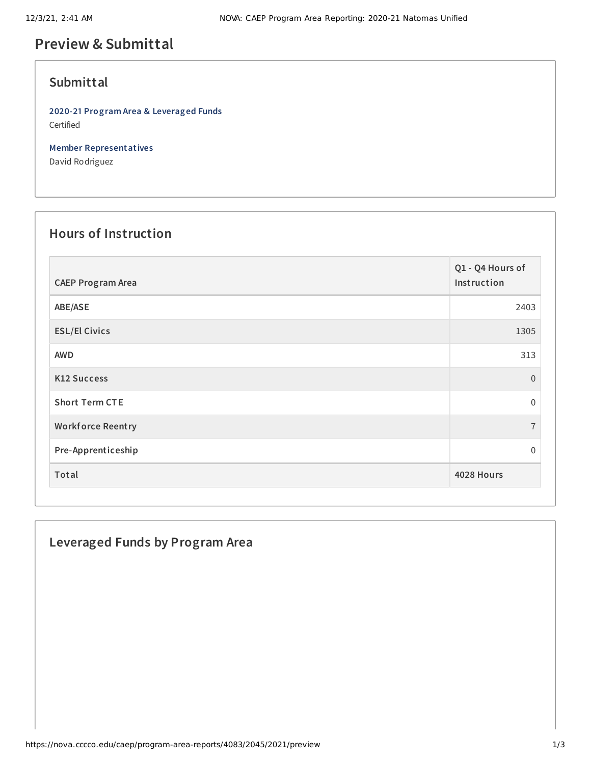# Preview & Submittal

## Submittal

**2020-21 Program Area & Leveraged Funds**
Certified

**Member Representatives**
David Rodriguez

## Hours of Instruction

| CAEP Program Area | Q1 - Q4 Hours of Instruction |
|---|---|
| ABE/ASE | 2403 |
| ESL/El Civics | 1305 |
| AWD | 313 |
| K12 Success | 0 |
| Short Term CTE | 0 |
| Workforce Reentry | 7 |
| Pre-Apprenticeship | 0 |
| **Total** | **4028 Hours** |

## Leveraged Funds by Program Area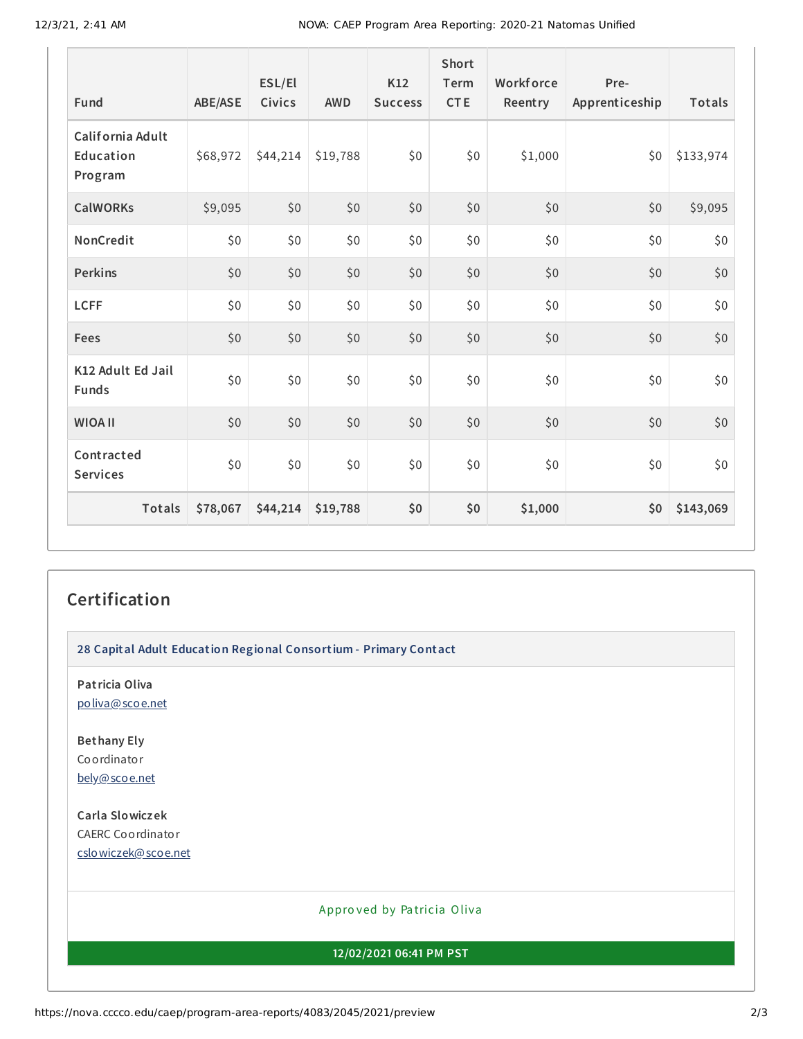| Fund | ABE/ASE | ESL/El Civics | AWD | K12 Success | Short Term CTE | Workforce Reentry | Pre-Apprenticeship | Totals |
|---|---|---|---|---|---|---|---|---|
| California Adult Education Program | $68,972 | $44,214 | $19,788 | $0 | $0 | $1,000 | $0 | $133,974 |
| CalWORKs | $9,095 | $0 | $0 | $0 | $0 | $0 | $0 | $9,095 |
| NonCredit | $0 | $0 | $0 | $0 | $0 | $0 | $0 | $0 |
| Perkins | $0 | $0 | $0 | $0 | $0 | $0 | $0 | $0 |
| LCFF | $0 | $0 | $0 | $0 | $0 | $0 | $0 | $0 |
| Fees | $0 | $0 | $0 | $0 | $0 | $0 | $0 | $0 |
| K12 Adult Ed Jail Funds | $0 | $0 | $0 | $0 | $0 | $0 | $0 | $0 |
| WIOA II | $0 | $0 | $0 | $0 | $0 | $0 | $0 | $0 |
| Contracted Services | $0 | $0 | $0 | $0 | $0 | $0 | $0 | $0 |
| **Totals** | **$78,067** | **$44,214** | **$19,788** | **$0** | **$0** | **$1,000** | **$0** | **$143,069** |

## Certification

**28 Capital Adult Education Regional Consortium - Primary Contact**

**Patricia Oliva**
poliva@scoe.net

**Bethany Ely**
Coordinator
bely@scoe.net

**Carla Slowiczek**
CAERC Coordinator
cslowiczek@scoe.net

Approved by Patricia Oliva

**12/02/2021 06:41 PM PST**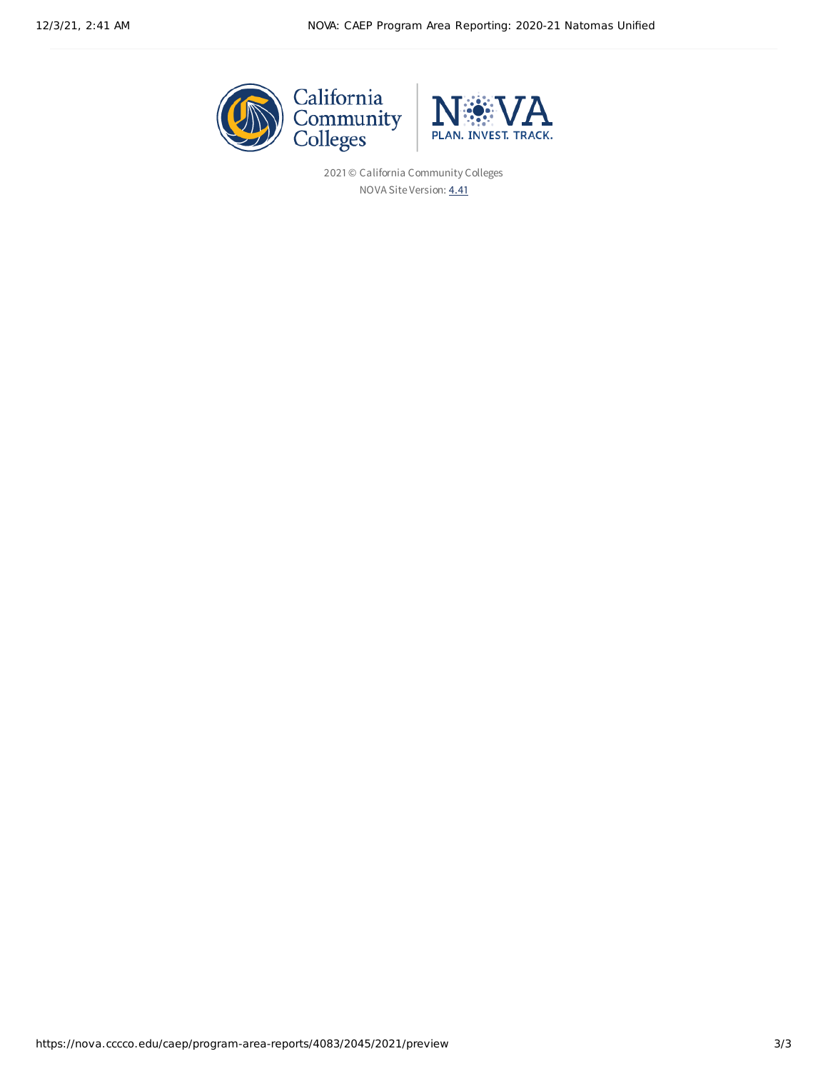2021 © California Community Colleges

NOVA Site Version: 4.41